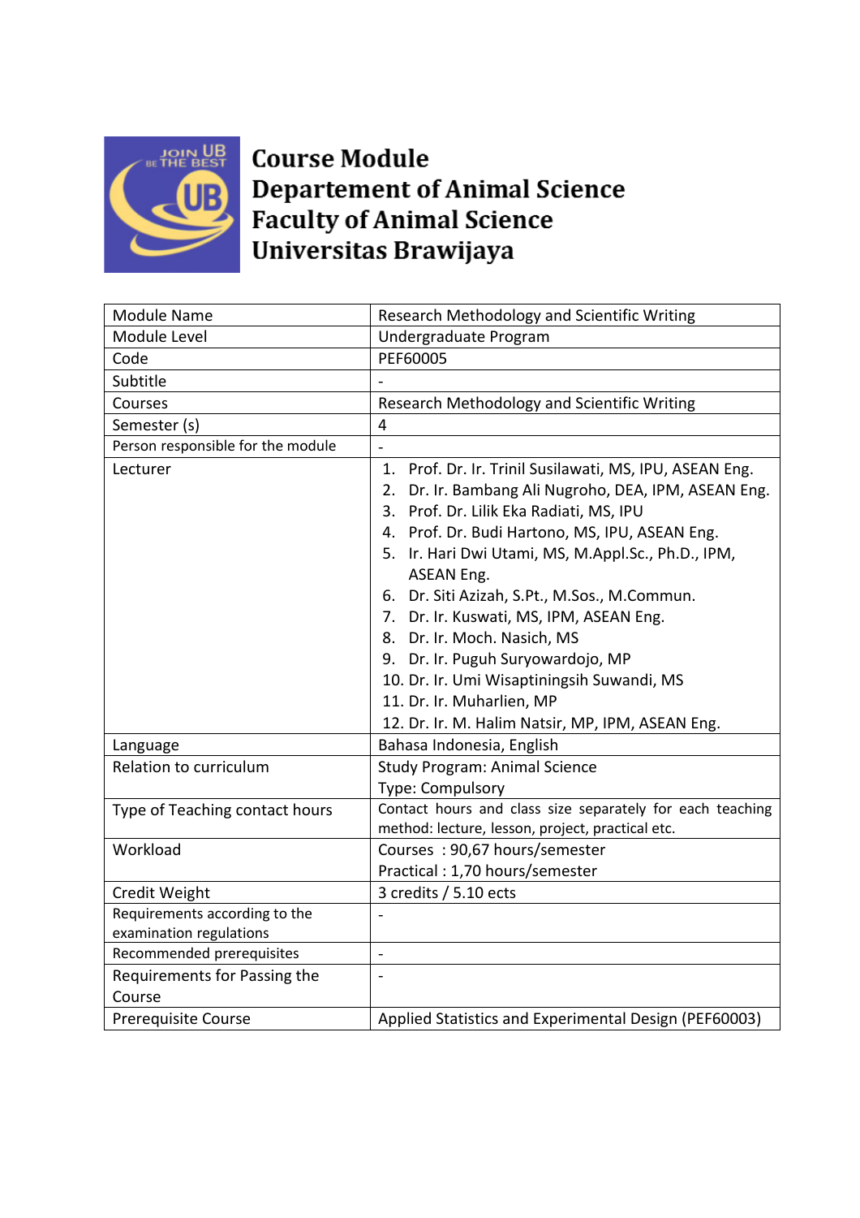# Course Module
# Departement of Animal Science
# Faculty of Animal Science
# Universitas Brawijaya

| | |
|---|---|
| Module Name | Research Methodology and Scientific Writing |
| Module Level | Undergraduate Program |
| Code | PEF60005 |
| Subtitle | - |
| Courses | Research Methodology and Scientific Writing |
| Semester (s) | 4 |
| Person responsible for the module | - |
| Lecturer | 1. Prof. Dr. Ir. Trinil Susilawati, MS, IPU, ASEAN Eng.<br>2. Dr. Ir. Bambang Ali Nugroho, DEA, IPM, ASEAN Eng.<br>3. Prof. Dr. Lilik Eka Radiati, MS, IPU<br>4. Prof. Dr. Budi Hartono, MS, IPU, ASEAN Eng.<br>5. Ir. Hari Dwi Utami, MS, M.Appl.Sc., Ph.D., IPM, ASEAN Eng.<br>6. Dr. Siti Azizah, S.Pt., M.Sos., M.Commun.<br>7. Dr. Ir. Kuswati, MS, IPM, ASEAN Eng.<br>8. Dr. Ir. Moch. Nasich, MS<br>9. Dr. Ir. Puguh Suryowardojo, MP<br>10. Dr. Ir. Umi Wisaptiningsih Suwandi, MS<br>11. Dr. Ir. Muharlien, MP<br>12. Dr. Ir. M. Halim Natsir, MP, IPM, ASEAN Eng. |
| Language | Bahasa Indonesia, English |
| Relation to curriculum | Study Program: Animal Science<br>Type: Compulsory |
| Type of Teaching contact hours | Contact hours and class size separately for each teaching method: lecture, lesson, project, practical etc. |
| Workload | Courses : 90,67 hours/semester<br>Practical : 1,70 hours/semester |
| Credit Weight | 3 credits / 5.10 ects |
| Requirements according to the examination regulations | - |
| Recommended prerequisites | - |
| Requirements for Passing the Course | - |
| Prerequisite Course | Applied Statistics and Experimental Design (PEF60003) |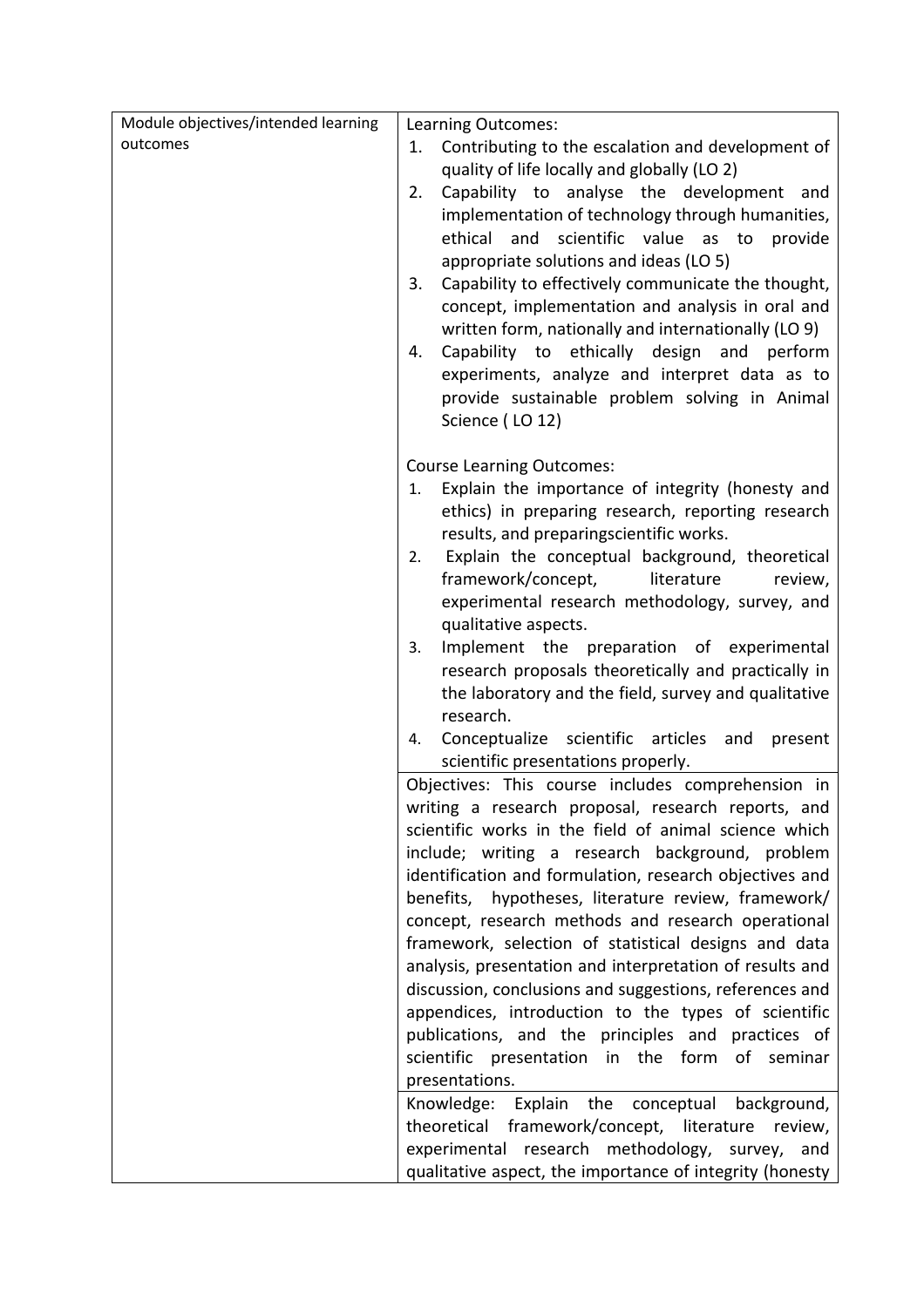| Module objectives/intended learning outcomes | Learning Outcomes:<br>1. Contributing to the escalation and development of quality of life locally and globally (LO 2)<br>2. Capability to analyse the development and implementation of technology through humanities, ethical and scientific value as to provide appropriate solutions and ideas (LO 5)<br>3. Capability to effectively communicate the thought, concept, implementation and analysis in oral and written form, nationally and internationally (LO 9)<br>4. Capability to ethically design and perform experiments, analyze and interpret data as to provide sustainable problem solving in Animal Science ( LO 12)<br><br>Course Learning Outcomes:<br>1. Explain the importance of integrity (honesty and ethics) in preparing research, reporting research results, and preparingscientific works.<br>2. Explain the conceptual background, theoretical framework/concept, literature review, experimental research methodology, survey, and qualitative aspects.<br>3. Implement the preparation of experimental research proposals theoretically and practically in the laboratory and the field, survey and qualitative research.<br>4. Conceptualize scientific articles and present scientific presentations properly. |
|---|---|
| | Objectives: This course includes comprehension in writing a research proposal, research reports, and scientific works in the field of animal science which include; writing a research background, problem identification and formulation, research objectives and benefits, hypotheses, literature review, framework/ concept, research methods and research operational framework, selection of statistical designs and data analysis, presentation and interpretation of results and discussion, conclusions and suggestions, references and appendices, introduction to the types of scientific publications, and the principles and practices of scientific presentation in the form of seminar presentations. |
| | Knowledge: Explain the conceptual background, theoretical framework/concept, literature review, experimental research methodology, survey, and qualitative aspect, the importance of integrity (honesty |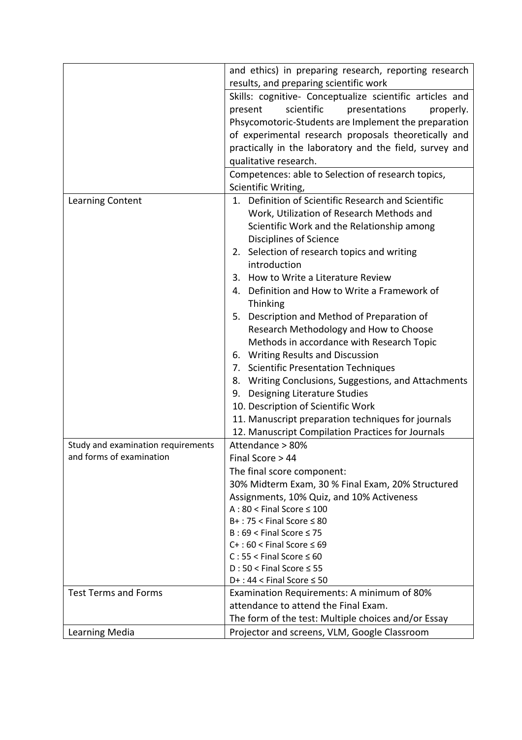| | |
|---|---|
| | and ethics) in preparing research, reporting research results, and preparing scientific work |
| | Skills: cognitive- Conceptualize scientific articles and present scientific presentations properly. Phsycomotoric-Students are Implement the preparation of experimental research proposals theoretically and practically in the laboratory and the field, survey and qualitative research. |
| | Competences: able to Selection of research topics, Scientific Writing, |
| Learning Content | 1. Definition of Scientific Research and Scientific Work, Utilization of Research Methods and Scientific Work and the Relationship among Disciplines of Science<br>2. Selection of research topics and writing introduction<br>3. How to Write a Literature Review<br>4. Definition and How to Write a Framework of Thinking<br>5. Description and Method of Preparation of Research Methodology and How to Choose Methods in accordance with Research Topic<br>6. Writing Results and Discussion<br>7. Scientific Presentation Techniques<br>8. Writing Conclusions, Suggestions, and Attachments<br>9. Designing Literature Studies<br>10. Description of Scientific Work<br>11. Manuscript preparation techniques for journals<br>12. Manuscript Compilation Practices for Journals |
| Study and examination requirements and forms of examination | Attendance > 80%<br>Final Score > 44<br>The final score component:<br>30% Midterm Exam, 30 % Final Exam, 20% Structured Assignments, 10% Quiz, and 10% Activeness<br>A : 80 < Final Score ≤ 100<br>B+ : 75 < Final Score ≤ 80<br>B : 69 < Final Score ≤ 75<br>C+ : 60 < Final Score ≤ 69<br>C : 55 < Final Score ≤ 60<br>D : 50 < Final Score ≤ 55<br>D+ : 44 < Final Score ≤ 50 |
| Test Terms and Forms | Examination Requirements: A minimum of 80% attendance to attend the Final Exam.<br>The form of the test: Multiple choices and/or Essay |
| Learning Media | Projector and screens, VLM, Google Classroom |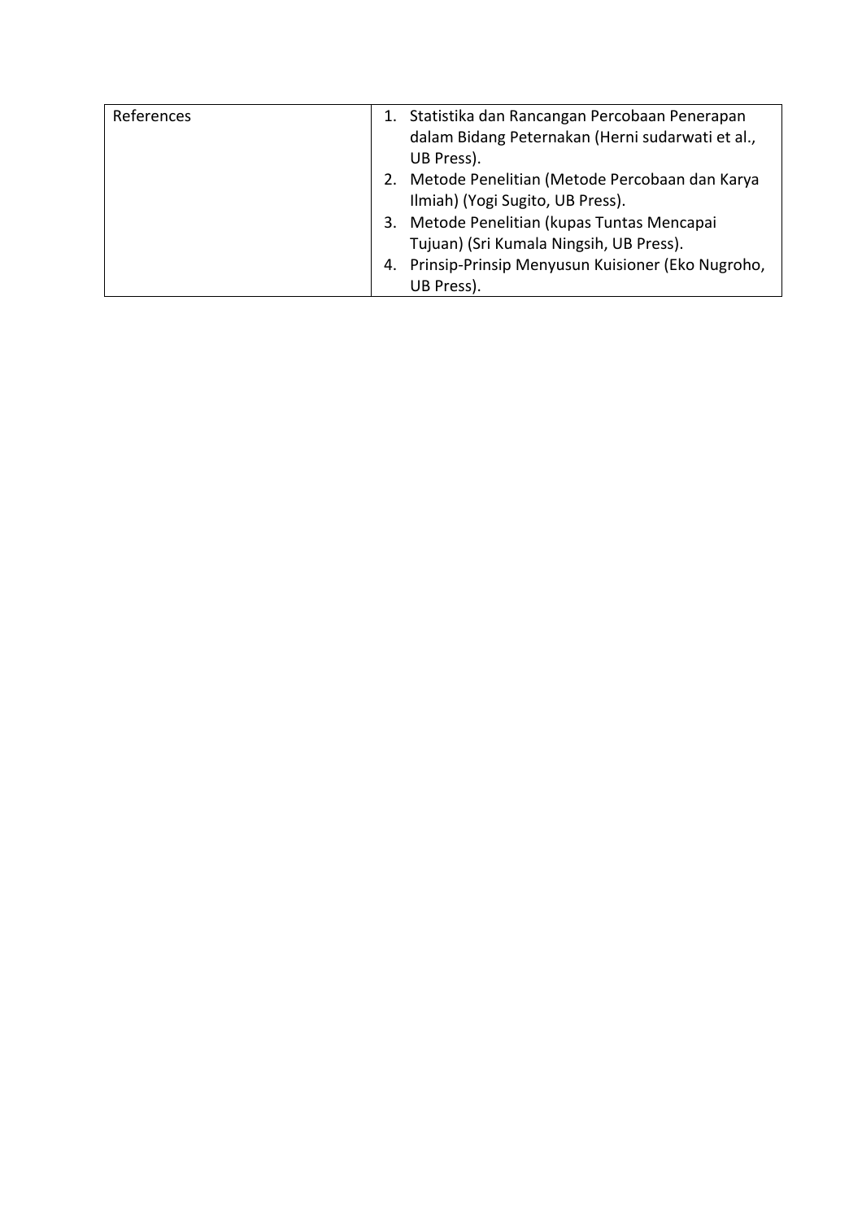| | |
|---|---|
| References | 1. Statistika dan Rancangan Percobaan Penerapan dalam Bidang Peternakan (Herni sudarwati et al., UB Press).<br>2. Metode Penelitian (Metode Percobaan dan Karya Ilmiah) (Yogi Sugito, UB Press).<br>3. Metode Penelitian (kupas Tuntas Mencapai Tujuan) (Sri Kumala Ningsih, UB Press).<br>4. Prinsip-Prinsip Menyusun Kuisioner (Eko Nugroho, UB Press). |